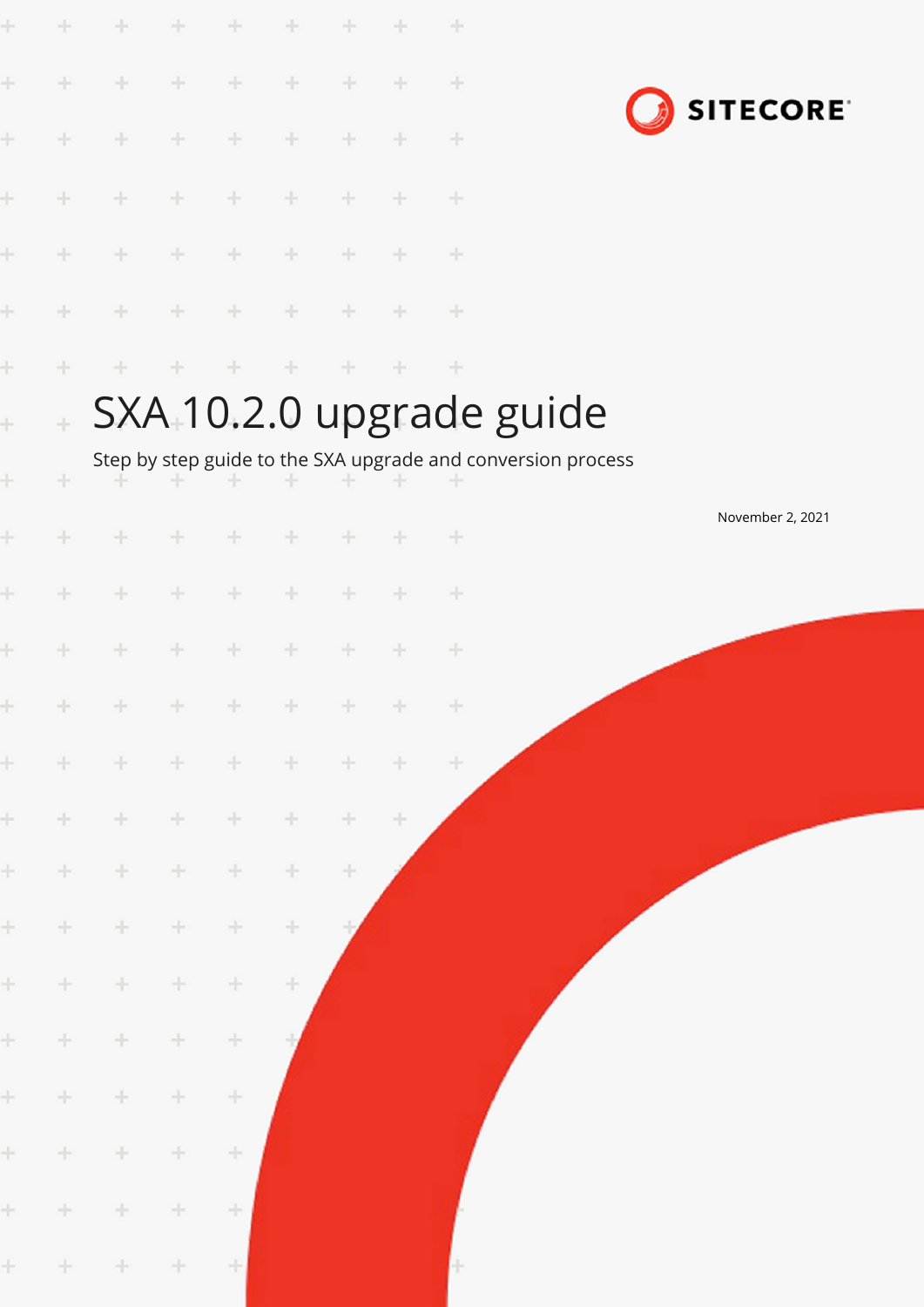SITECORE

# SXA 10.2.0 upgrade guide

Step by step guide to the SXA upgrade and conversion process

November 2, 2021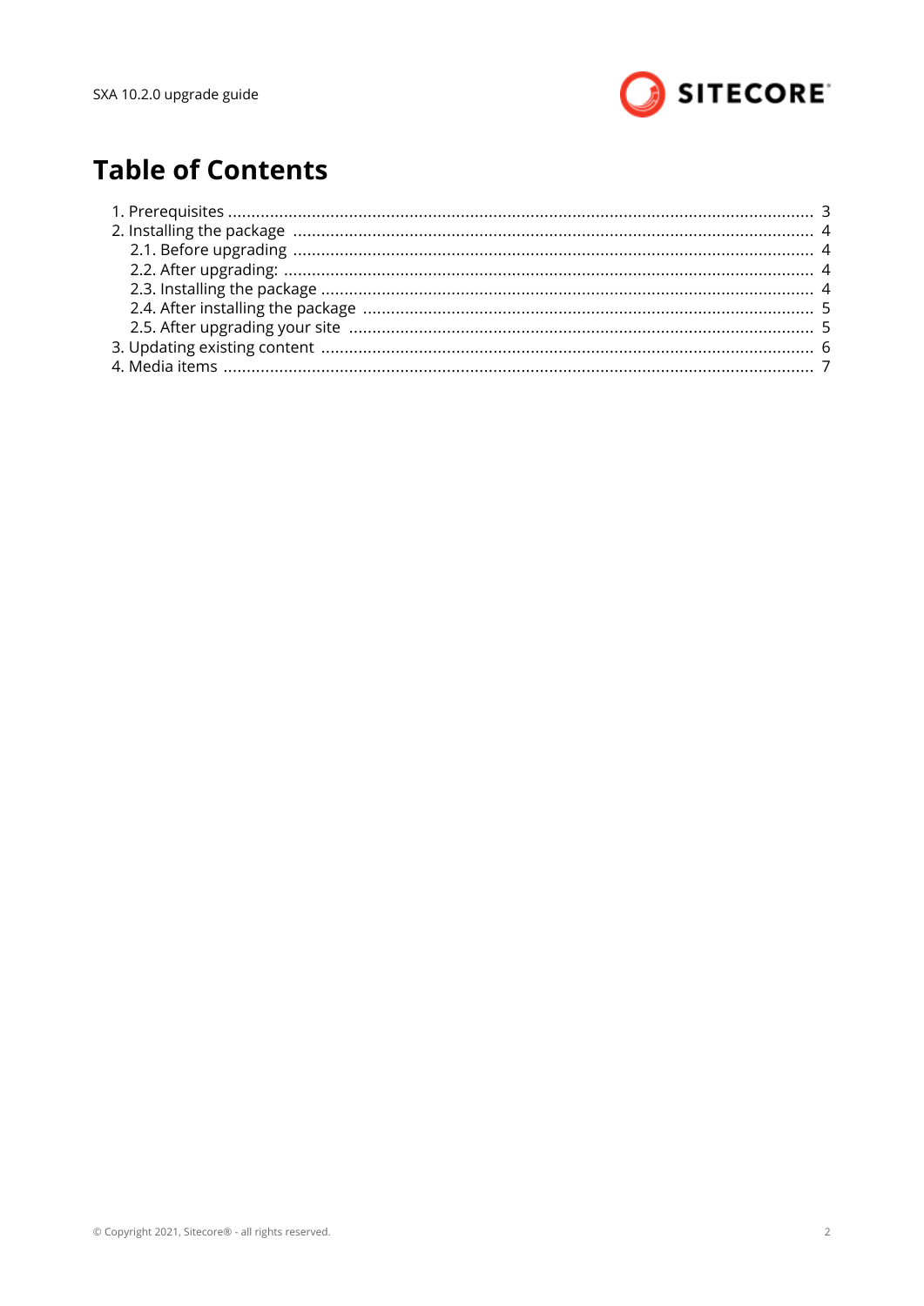# Table of Contents

1. Prerequisites ..................................................... 3
2. Installing the package ..................................................... 4
   - 2.1. Before upgrading ..................................................... 4
   - 2.2. After upgrading: ..................................................... 4
   - 2.3. Installing the package ..................................................... 4
   - 2.4. After installing the package ..................................................... 5
   - 2.5. After upgrading your site ..................................................... 5
3. Updating existing content ..................................................... 6
4. Media items ..................................................... 7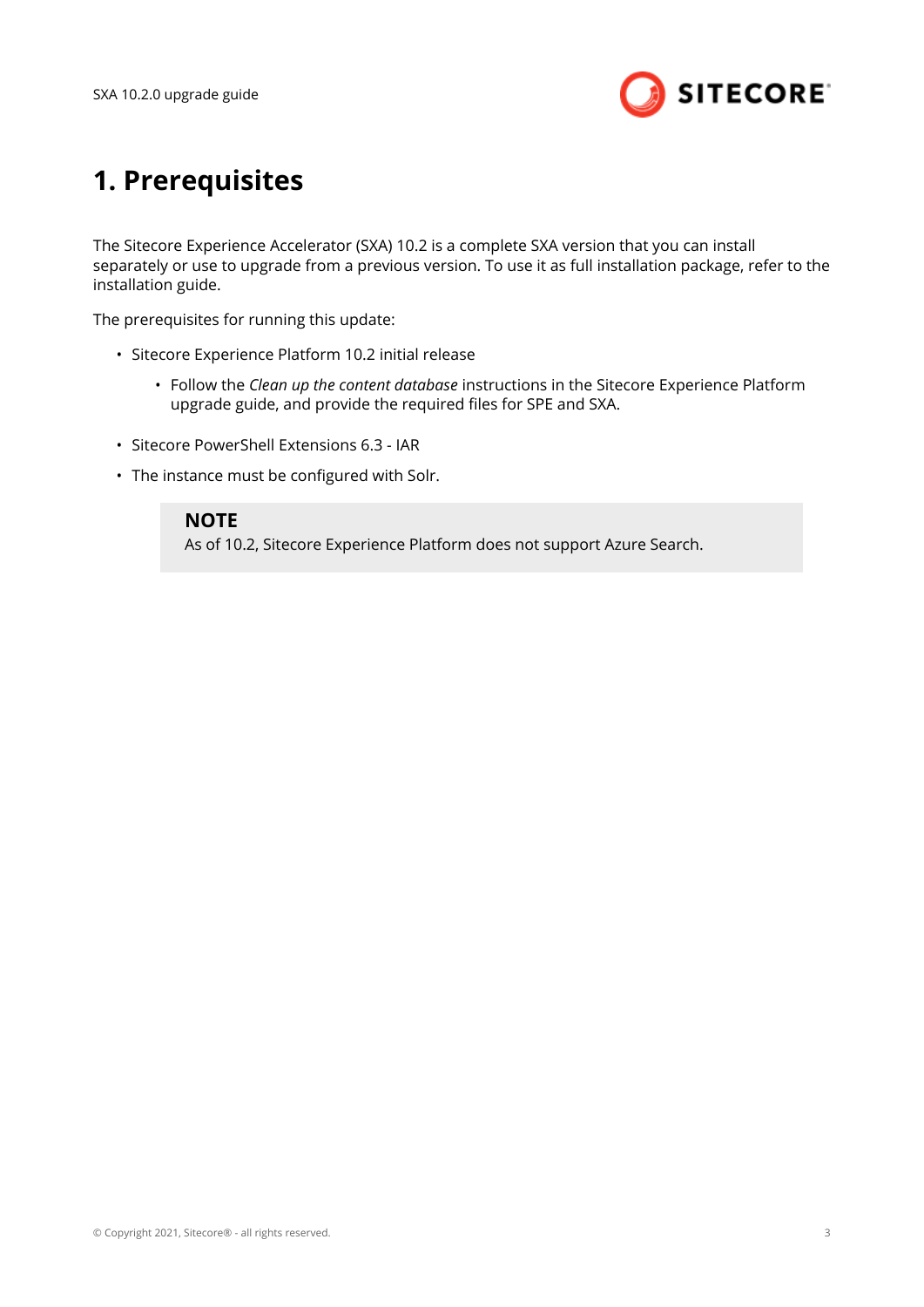# 1. Prerequisites

The Sitecore Experience Accelerator (SXA) 10.2 is a complete SXA version that you can install separately or use to upgrade from a previous version. To use it as full installation package, refer to the installation guide.

The prerequisites for running this update:

- Sitecore Experience Platform 10.2 initial release
  - Follow the *Clean up the content database* instructions in the Sitecore Experience Platform upgrade guide, and provide the required files for SPE and SXA.
- Sitecore PowerShell Extensions 6.3 - IAR
- The instance must be configured with Solr.

> **NOTE**
> As of 10.2, Sitecore Experience Platform does not support Azure Search.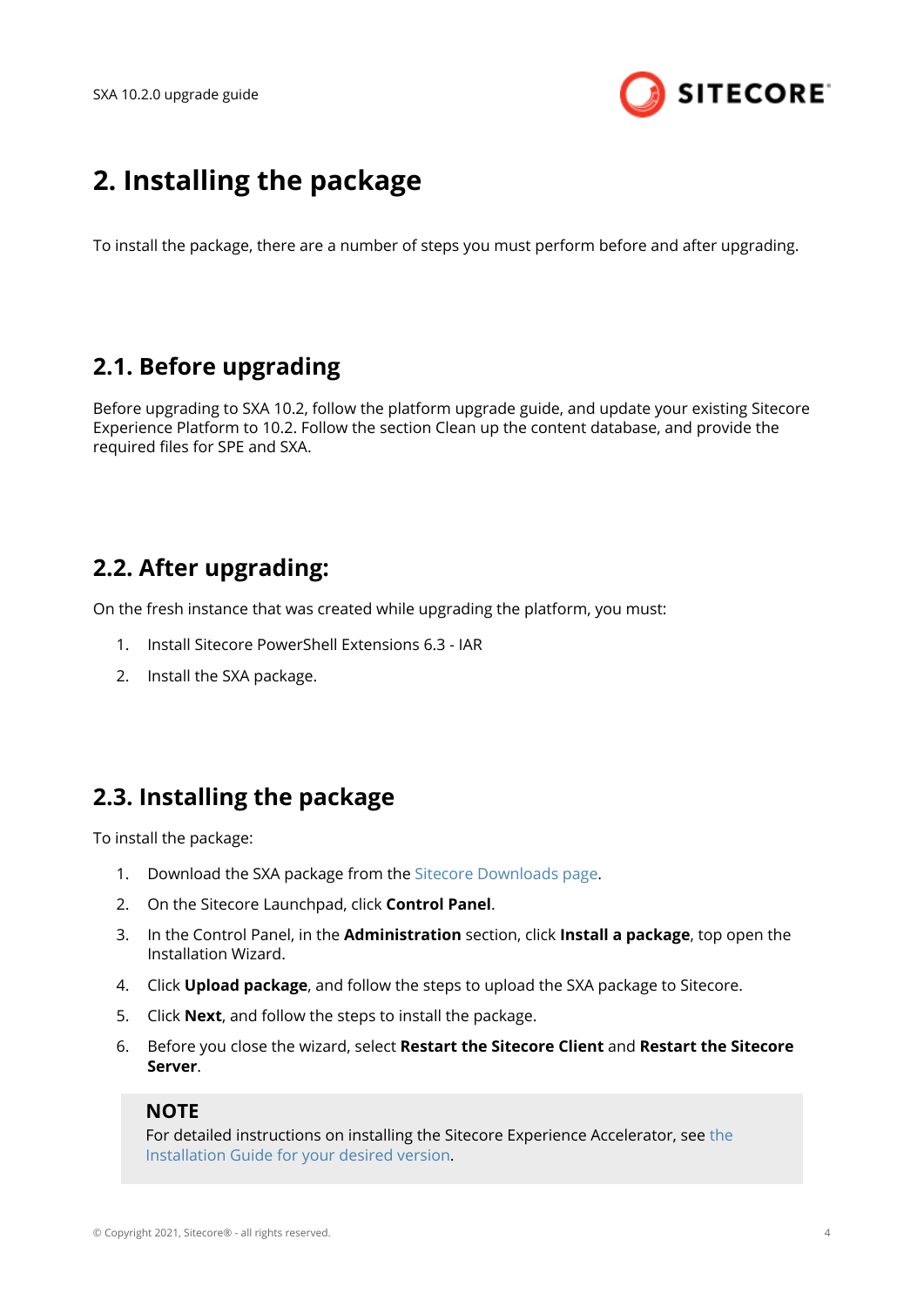# 2. Installing the package

To install the package, there are a number of steps you must perform before and after upgrading.

## 2.1. Before upgrading

Before upgrading to SXA 10.2, follow the platform upgrade guide, and update your existing Sitecore Experience Platform to 10.2. Follow the section Clean up the content database, and provide the required files for SPE and SXA.

## 2.2. After upgrading:

On the fresh instance that was created while upgrading the platform, you must:

1. Install Sitecore PowerShell Extensions 6.3 - IAR
2. Install the SXA package.

## 2.3. Installing the package

To install the package:

1. Download the SXA package from the Sitecore Downloads page.
2. On the Sitecore Launchpad, click **Control Panel**.
3. In the Control Panel, in the **Administration** section, click **Install a package**, top open the Installation Wizard.
4. Click **Upload package**, and follow the steps to upload the SXA package to Sitecore.
5. Click **Next**, and follow the steps to install the package.
6. Before you close the wizard, select **Restart the Sitecore Client** and **Restart the Sitecore Server**.

**NOTE**
For detailed instructions on installing the Sitecore Experience Accelerator, see the Installation Guide for your desired version.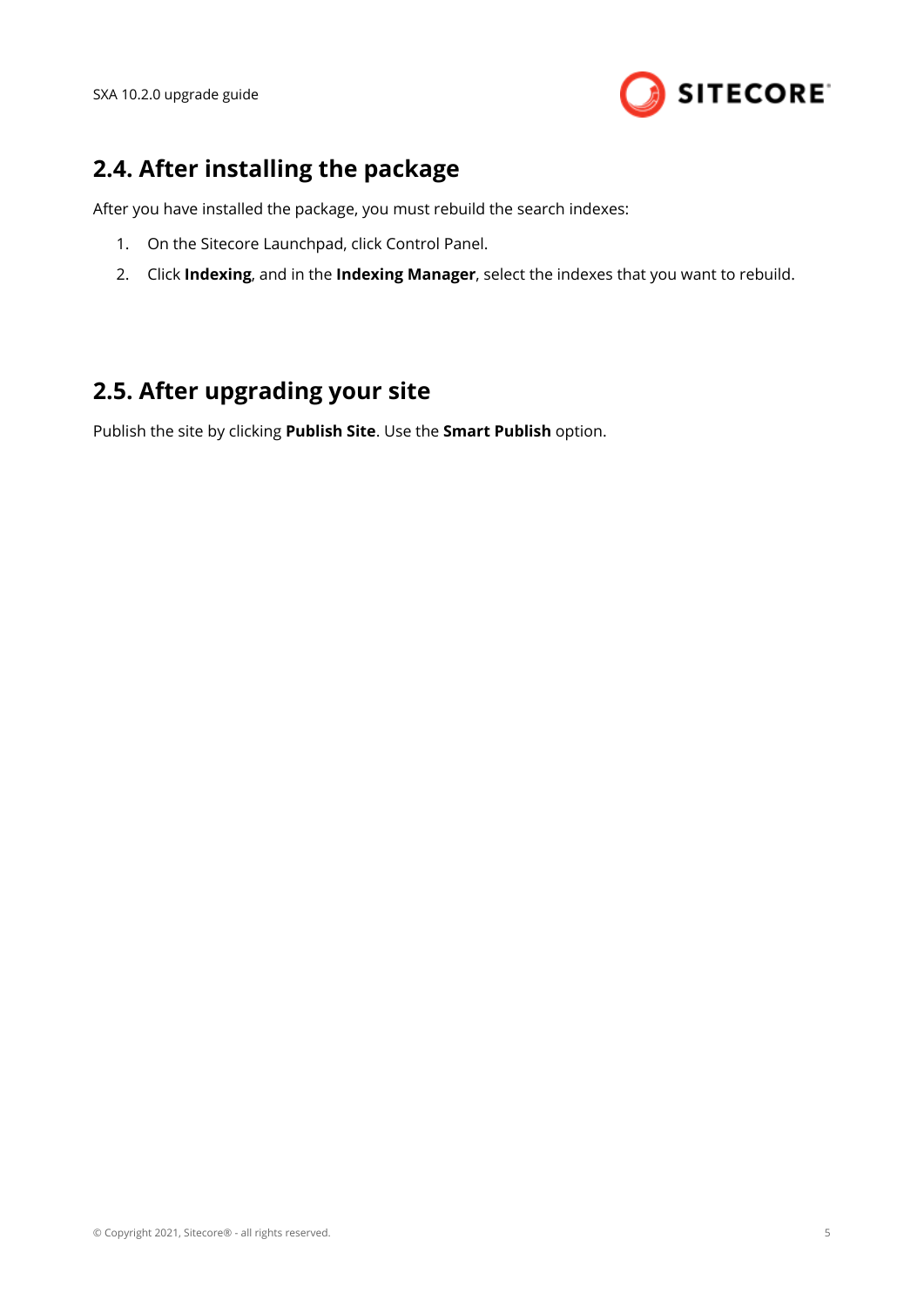## 2.4. After installing the package

After you have installed the package, you must rebuild the search indexes:

1. On the Sitecore Launchpad, click Control Panel.
2. Click **Indexing**, and in the **Indexing Manager**, select the indexes that you want to rebuild.

## 2.5. After upgrading your site

Publish the site by clicking **Publish Site**. Use the **Smart Publish** option.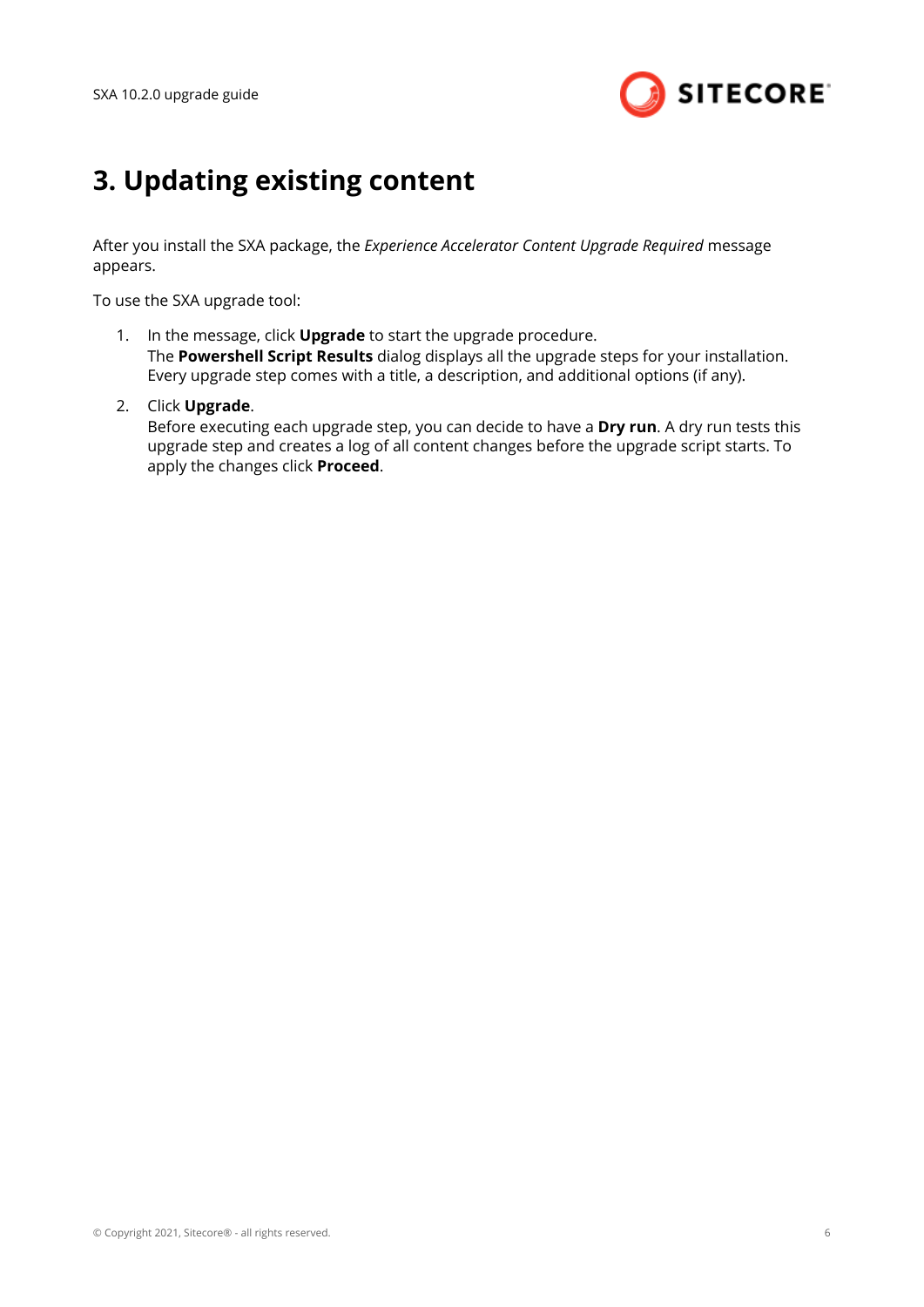# 3. Updating existing content

After you install the SXA package, the *Experience Accelerator Content Upgrade Required* message appears.

To use the SXA upgrade tool:

1. In the message, click **Upgrade** to start the upgrade procedure.
   The **Powershell Script Results** dialog displays all the upgrade steps for your installation. Every upgrade step comes with a title, a description, and additional options (if any).

2. Click **Upgrade**.
   Before executing each upgrade step, you can decide to have a **Dry run**. A dry run tests this upgrade step and creates a log of all content changes before the upgrade script starts. To apply the changes click **Proceed**.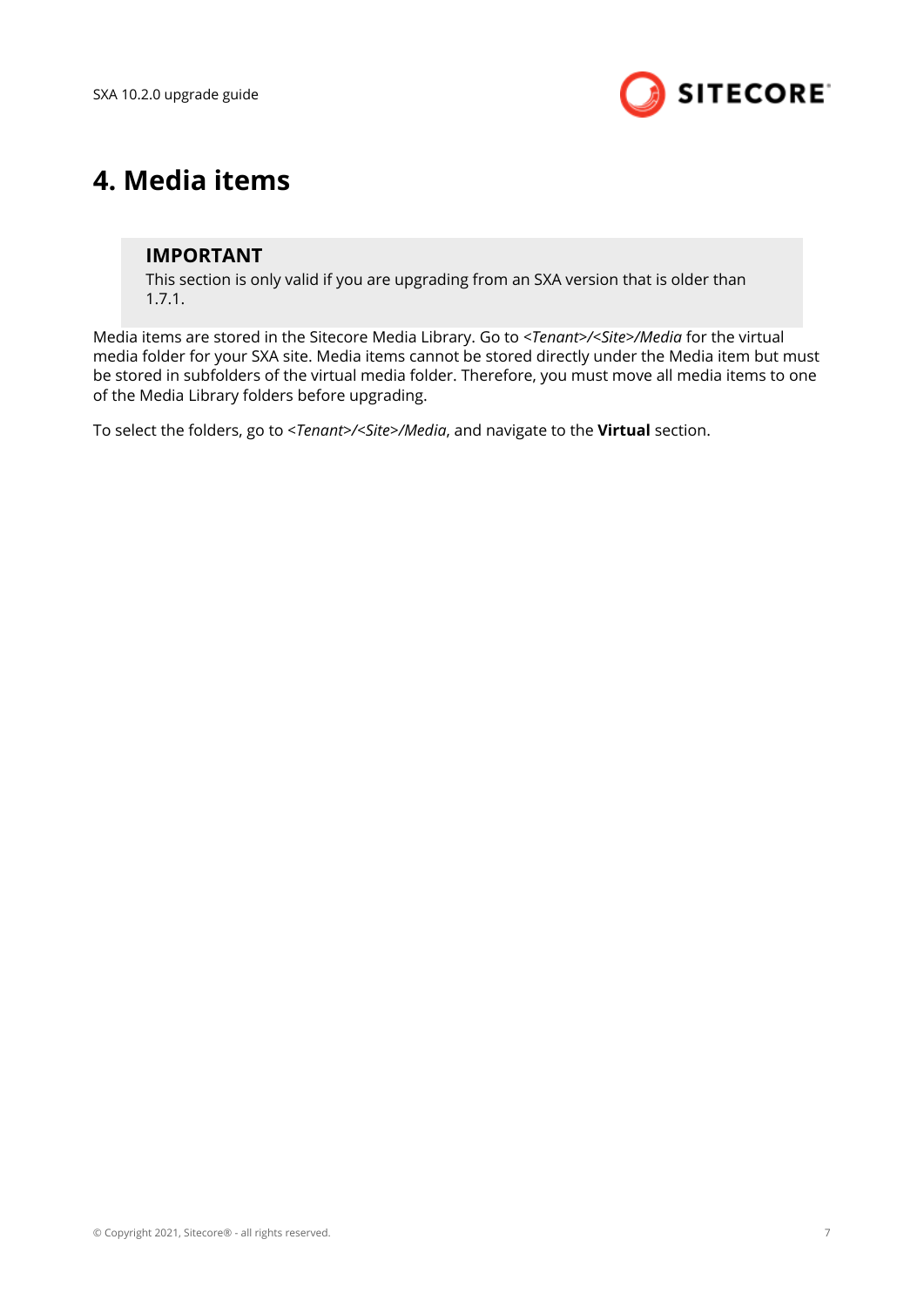# 4. Media items

> **IMPORTANT**
>
> This section is only valid if you are upgrading from an SXA version that is older than 1.7.1.

Media items are stored in the Sitecore Media Library. Go to *<Tenant>/<Site>/Media* for the virtual media folder for your SXA site. Media items cannot be stored directly under the Media item but must be stored in subfolders of the virtual media folder. Therefore, you must move all media items to one of the Media Library folders before upgrading.

To select the folders, go to *<Tenant>/<Site>/Media*, and navigate to the **Virtual** section.